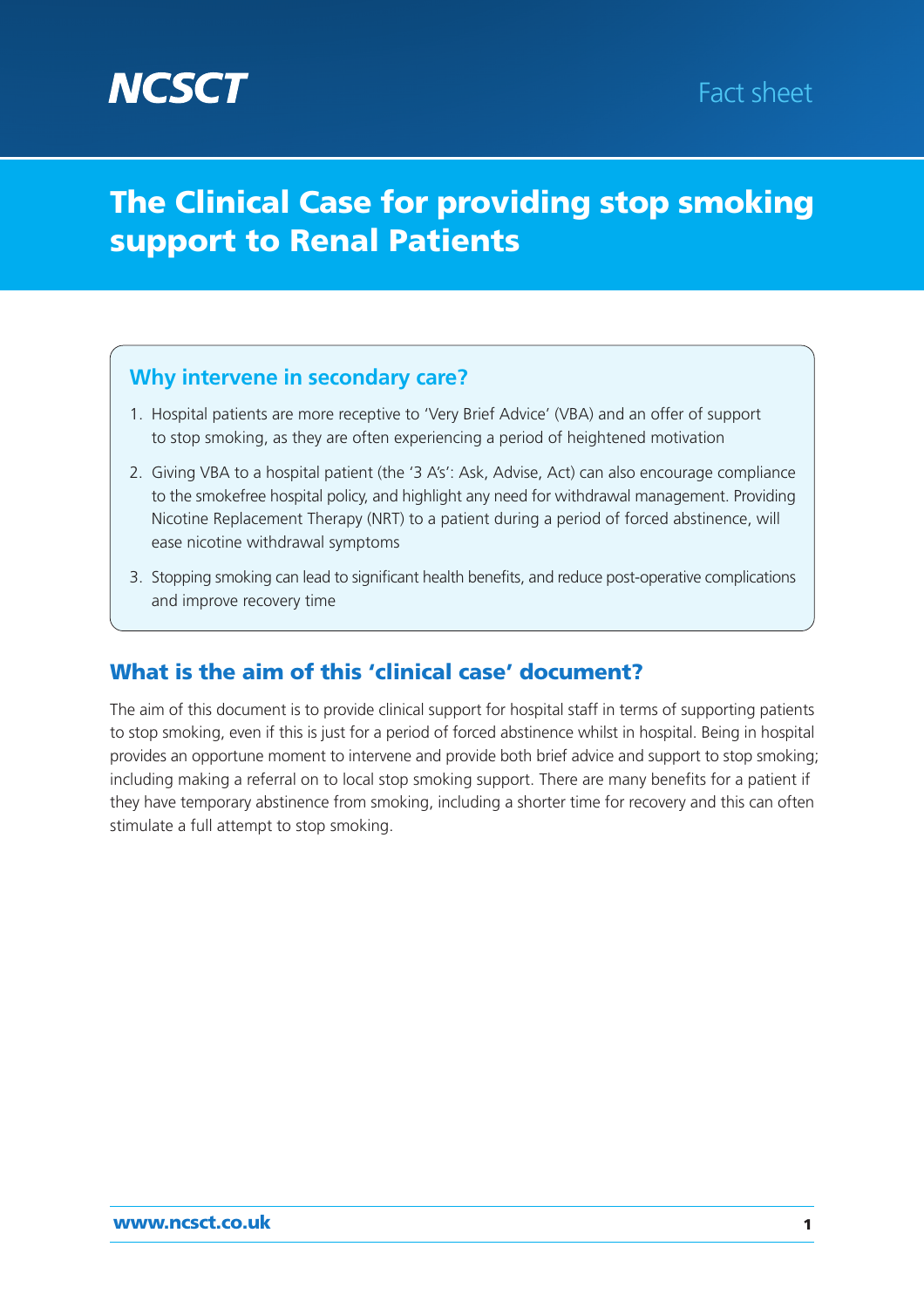NCSCT

Fact sheet

# The Clinical Case for providing stop smoking support to Renal Patients

## Why intervene in secondary care?

1. Hospital patients are more receptive to 'Very Brief Advice' (VBA) and an offer of support to stop smoking, as they are often experiencing a period of heightened motivation
2. Giving VBA to a hospital patient (the '3 A's': Ask, Advise, Act) can also encourage compliance to the smokefree hospital policy, and highlight any need for withdrawal management. Providing Nicotine Replacement Therapy (NRT) to a patient during a period of forced abstinence, will ease nicotine withdrawal symptoms
3. Stopping smoking can lead to significant health benefits, and reduce post-operative complications and improve recovery time

## What is the aim of this 'clinical case' document?

The aim of this document is to provide clinical support for hospital staff in terms of supporting patients to stop smoking, even if this is just for a period of forced abstinence whilst in hospital. Being in hospital provides an opportune moment to intervene and provide both brief advice and support to stop smoking; including making a referral on to local stop smoking support. There are many benefits for a patient if they have temporary abstinence from smoking, including a shorter time for recovery and this can often stimulate a full attempt to stop smoking.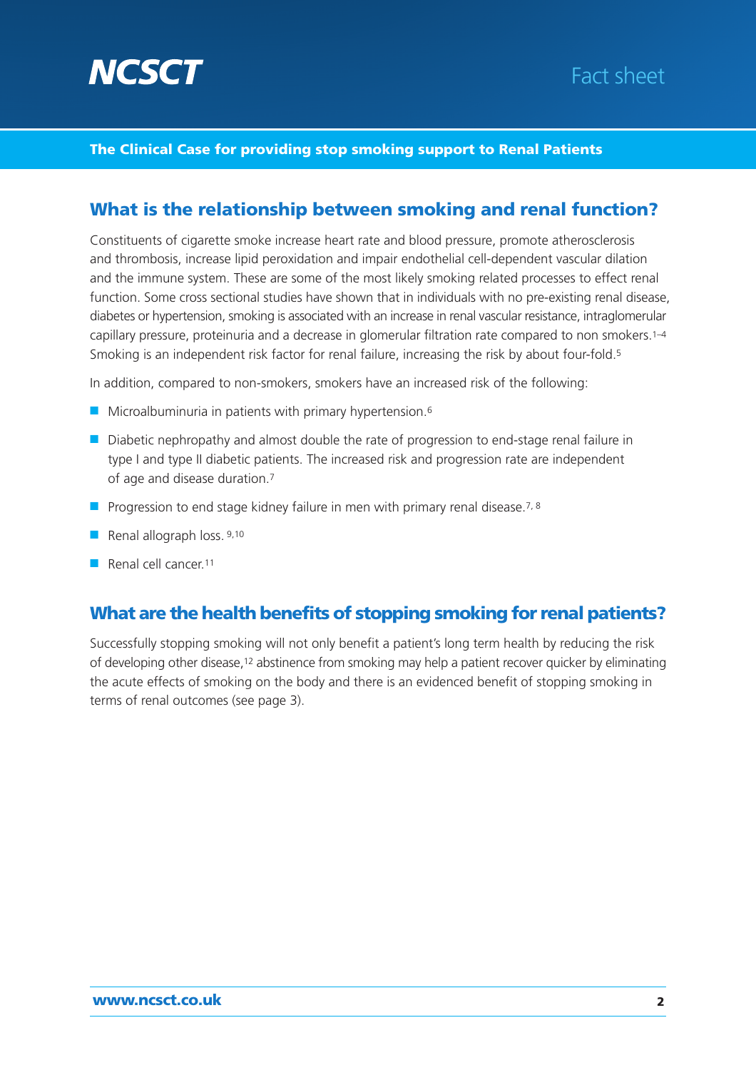**NCSCT** Fact sheet

**The Clinical Case for providing stop smoking support to Renal Patients**

## What is the relationship between smoking and renal function?

Constituents of cigarette smoke increase heart rate and blood pressure, promote atherosclerosis and thrombosis, increase lipid peroxidation and impair endothelial cell-dependent vascular dilation and the immune system. These are some of the most likely smoking related processes to effect renal function. Some cross sectional studies have shown that in individuals with no pre-existing renal disease, diabetes or hypertension, smoking is associated with an increase in renal vascular resistance, intraglomerular capillary pressure, proteinuria and a decrease in glomerular filtration rate compared to non smokers.[1–4] Smoking is an independent risk factor for renal failure, increasing the risk by about four-fold.[5]

In addition, compared to non-smokers, smokers have an increased risk of the following:

- Microalbuminuria in patients with primary hypertension.[6]
- Diabetic nephropathy and almost double the rate of progression to end-stage renal failure in type I and type II diabetic patients. The increased risk and progression rate are independent of age and disease duration.[7]
- Progression to end stage kidney failure in men with primary renal disease.[7, 8]
- Renal allograph loss. [9,10]
- Renal cell cancer.[11]

## What are the health benefits of stopping smoking for renal patients?

Successfully stopping smoking will not only benefit a patient's long term health by reducing the risk of developing other disease,[12] abstinence from smoking may help a patient recover quicker by eliminating the acute effects of smoking on the body and there is an evidenced benefit of stopping smoking in terms of renal outcomes (see page 3).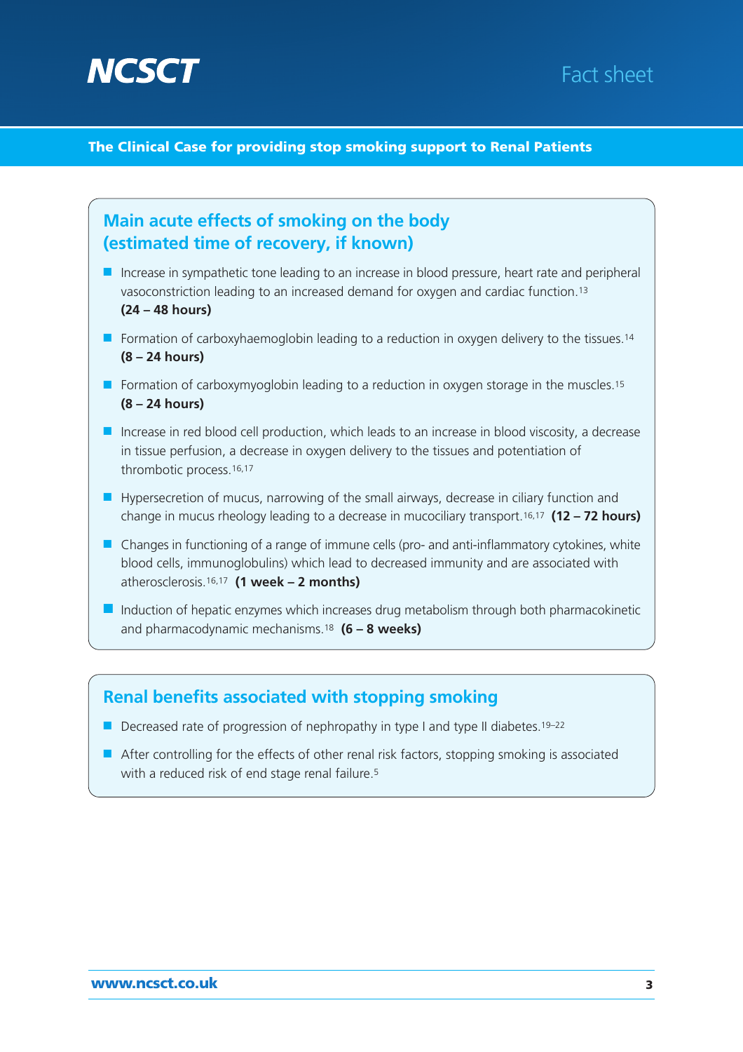## Main acute effects of smoking on the body (estimated time of recovery, if known)

- Increase in sympathetic tone leading to an increase in blood pressure, heart rate and peripheral vasoconstriction leading to an increased demand for oxygen and cardiac function.[13] **(24 – 48 hours)**
- Formation of carboxyhaemoglobin leading to a reduction in oxygen delivery to the tissues.[14] **(8 – 24 hours)**
- Formation of carboxymyoglobin leading to a reduction in oxygen storage in the muscles.[15] **(8 – 24 hours)**
- Increase in red blood cell production, which leads to an increase in blood viscosity, a decrease in tissue perfusion, a decrease in oxygen delivery to the tissues and potentiation of thrombotic process.[16,17]
- Hypersecretion of mucus, narrowing of the small airways, decrease in ciliary function and change in mucus rheology leading to a decrease in mucociliary transport.[16,17] **(12 – 72 hours)**
- Changes in functioning of a range of immune cells (pro- and anti-inflammatory cytokines, white blood cells, immunoglobulins) which lead to decreased immunity and are associated with atherosclerosis.[16,17] **(1 week – 2 months)**
- Induction of hepatic enzymes which increases drug metabolism through both pharmacokinetic and pharmacodynamic mechanisms.[18] **(6 – 8 weeks)**

## Renal benefits associated with stopping smoking

- Decreased rate of progression of nephropathy in type I and type II diabetes.[19–22]
- After controlling for the effects of other renal risk factors, stopping smoking is associated with a reduced risk of end stage renal failure.[5]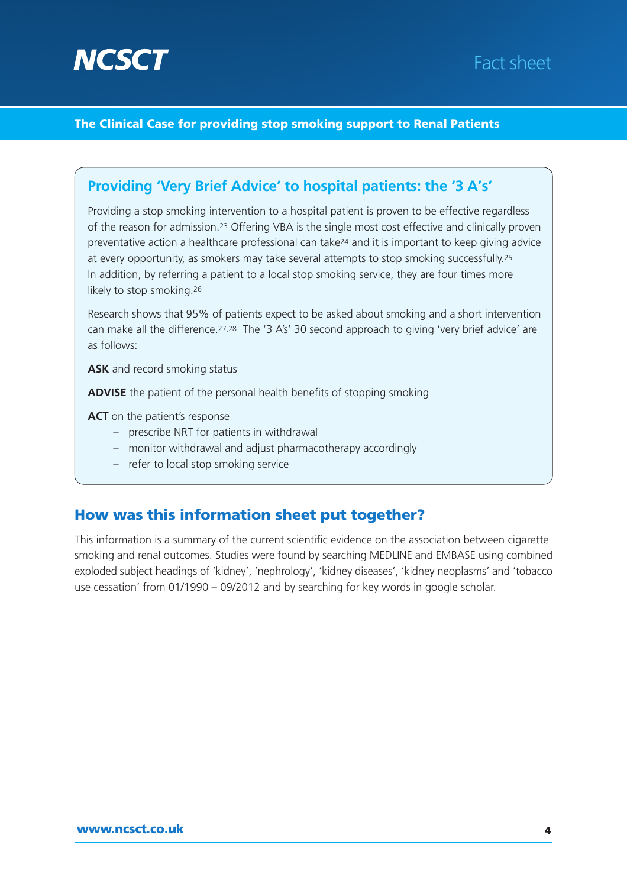## Providing 'Very Brief Advice' to hospital patients: the '3 A's'

Providing a stop smoking intervention to a hospital patient is proven to be effective regardless of the reason for admission.[23] Offering VBA is the single most cost effective and clinically proven preventative action a healthcare professional can take[24] and it is important to keep giving advice at every opportunity, as smokers may take several attempts to stop smoking successfully.[25] In addition, by referring a patient to a local stop smoking service, they are four times more likely to stop smoking.[26]

Research shows that 95% of patients expect to be asked about smoking and a short intervention can make all the difference.[27,28] The '3 A's' 30 second approach to giving 'very brief advice' are as follows:

**ASK** and record smoking status

**ADVISE** the patient of the personal health benefits of stopping smoking

**ACT** on the patient's response

- prescribe NRT for patients in withdrawal
- monitor withdrawal and adjust pharmacotherapy accordingly
- refer to local stop smoking service

## How was this information sheet put together?

This information is a summary of the current scientific evidence on the association between cigarette smoking and renal outcomes. Studies were found by searching MEDLINE and EMBASE using combined exploded subject headings of 'kidney', 'nephrology', 'kidney diseases', 'kidney neoplasms' and 'tobacco use cessation' from 01/1990 – 09/2012 and by searching for key words in google scholar.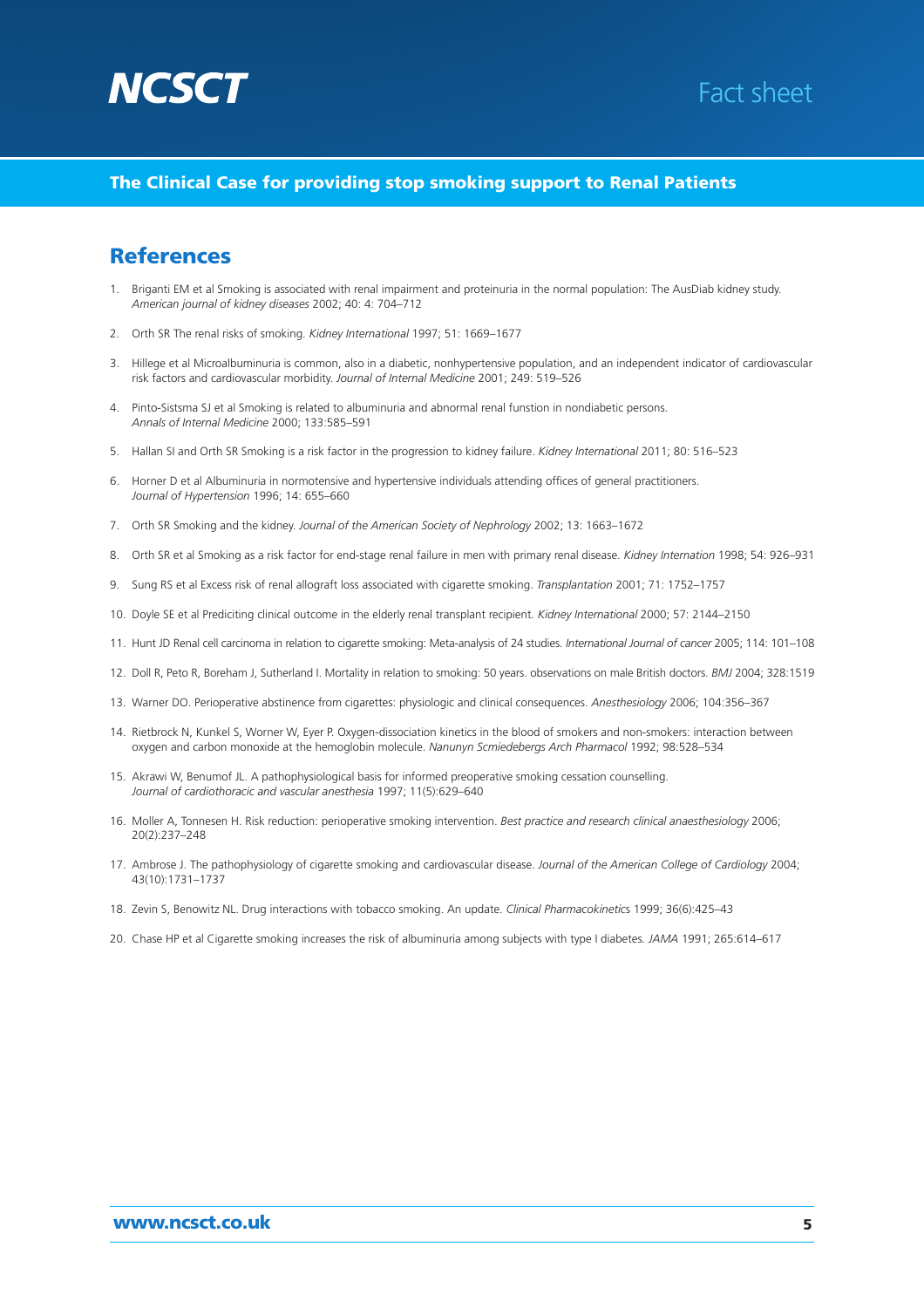## References

1. Briganti EM et al Smoking is associated with renal impairment and proteinuria in the normal population: The AusDiab kidney study. *American journal of kidney diseases* 2002; 40: 4: 704–712
2. Orth SR The renal risks of smoking. *Kidney International* 1997; 51: 1669–1677
3. Hillege et al Microalbuminuria is common, also in a diabetic, nonhypertensive population, and an independent indicator of cardiovascular risk factors and cardiovascular morbidity. *Journal of Internal Medicine* 2001; 249: 519–526
4. Pinto-Sistsma SJ et al Smoking is related to albuminuria and abnormal renal funstion in nondiabetic persons. *Annals of Internal Medicine* 2000; 133:585–591
5. Hallan SI and Orth SR Smoking is a risk factor in the progression to kidney failure. *Kidney International* 2011; 80: 516–523
6. Horner D et al Albuminuria in normotensive and hypertensive individuals attending offices of general practitioners. *Journal of Hypertension* 1996; 14: 655–660
7. Orth SR Smoking and the kidney. *Journal of the American Society of Nephrology* 2002; 13: 1663–1672
8. Orth SR et al Smoking as a risk factor for end-stage renal failure in men with primary renal disease. *Kidney Internation* 1998; 54: 926–931
9. Sung RS et al Excess risk of renal allograft loss associated with cigarette smoking. *Transplantation* 2001; 71: 1752–1757
10. Doyle SE et al Prediciting clinical outcome in the elderly renal transplant recipient. *Kidney International* 2000; 57: 2144–2150
11. Hunt JD Renal cell carcinoma in relation to cigarette smoking: Meta-analysis of 24 studies. *International Journal of cancer* 2005; 114: 101–108
12. Doll R, Peto R, Boreham J, Sutherland I. Mortality in relation to smoking: 50 years. observations on male British doctors. *BMJ* 2004; 328:1519
13. Warner DO. Perioperative abstinence from cigarettes: physiologic and clinical consequences. *Anesthesiology* 2006; 104:356–367
14. Rietbrock N, Kunkel S, Worner W, Eyer P. Oxygen-dissociation kinetics in the blood of smokers and non-smokers: interaction between oxygen and carbon monoxide at the hemoglobin molecule. *Nanunyn Scmiedebergs Arch Pharmacol* 1992; 98:528–534
15. Akrawi W, Benumof JL. A pathophysiological basis for informed preoperative smoking cessation counselling. *Journal of cardiothoracic and vascular anesthesia* 1997; 11(5):629–640
16. Moller A, Tonnesen H. Risk reduction: perioperative smoking intervention. *Best practice and research clinical anaesthesiology* 2006; 20(2):237–248
17. Ambrose J. The pathophysiology of cigarette smoking and cardiovascular disease. *Journal of the American College of Cardiology* 2004; 43(10):1731–1737
18. Zevin S, Benowitz NL. Drug interactions with tobacco smoking. An update. *Clinical Pharmacokinetics* 1999; 36(6):425–43

20. Chase HP et al Cigarette smoking increases the risk of albuminuria among subjects with type I diabetes. *JAMA* 1991; 265:614–617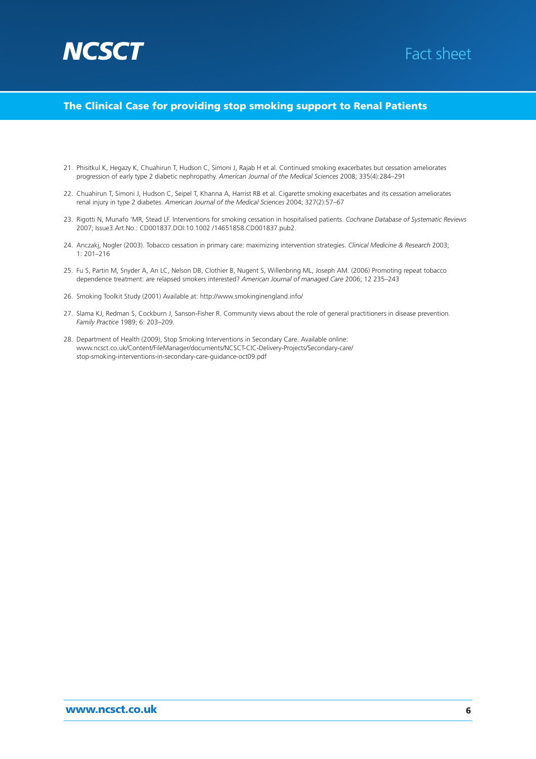21. Phisitkul K, Hegazy K, Chuahirun T, Hudson C, Simoni J, Rajab H et al. Continued smoking exacerbates but cessation ameliorates progression of early type 2 diabetic nephropathy. *American Journal of the Medical Sciences* 2008; 335(4):284–291

22. Chuahirun T, Simoni J, Hudson C, Seipel T, Khanna A, Harrist RB et al. Cigarette smoking exacerbates and its cessation ameliorates renal injury in type 2 diabetes. *American Journal of the Medical Sciences* 2004; 327(2):57–67

23. Rigotti N, Munafo 'MR, Stead LF. Interventions for smoking cessation in hospitalised patients. *Cochrane Database of Systematic Reviews* 2007; Issue3.Art.No.: CD001837.DOI:10.1002 /14651858.CD001837.pub2.

24. Anczakj, Nogler (2003). Tobacco cessation in primary care: maximizing intervention strategies. *Clinical Medicine & Research* 2003; 1: 201–216

25. Fu S, Partin M, Snyder A, An LC, Nelson DB, Clothier B, Nugent S, Willenbring ML, Joseph AM. (2006) Promoting repeat tobacco dependence treatment: are relapsed smokers interested? *American Journal of managed Care* 2006; 12 235–243

26. Smoking Toolkit Study (2001) Available at: http://www.smokinginengland.info/

27. Slama KJ, Redman S, Cockburn J, Sanson-Fisher R. Community views about the role of general practitioners in disease prevention. *Family Practice* 1989; 6: 203–209.

28. Department of Health (2009), Stop Smoking Interventions in Secondary Care. Available online: www.ncsct.co.uk/Content/FileManager/documents/NCSCT-CIC-Delivery-Projects/Secondary-care/stop-smoking-interventions-in-secondary-care-guidance-oct09.pdf